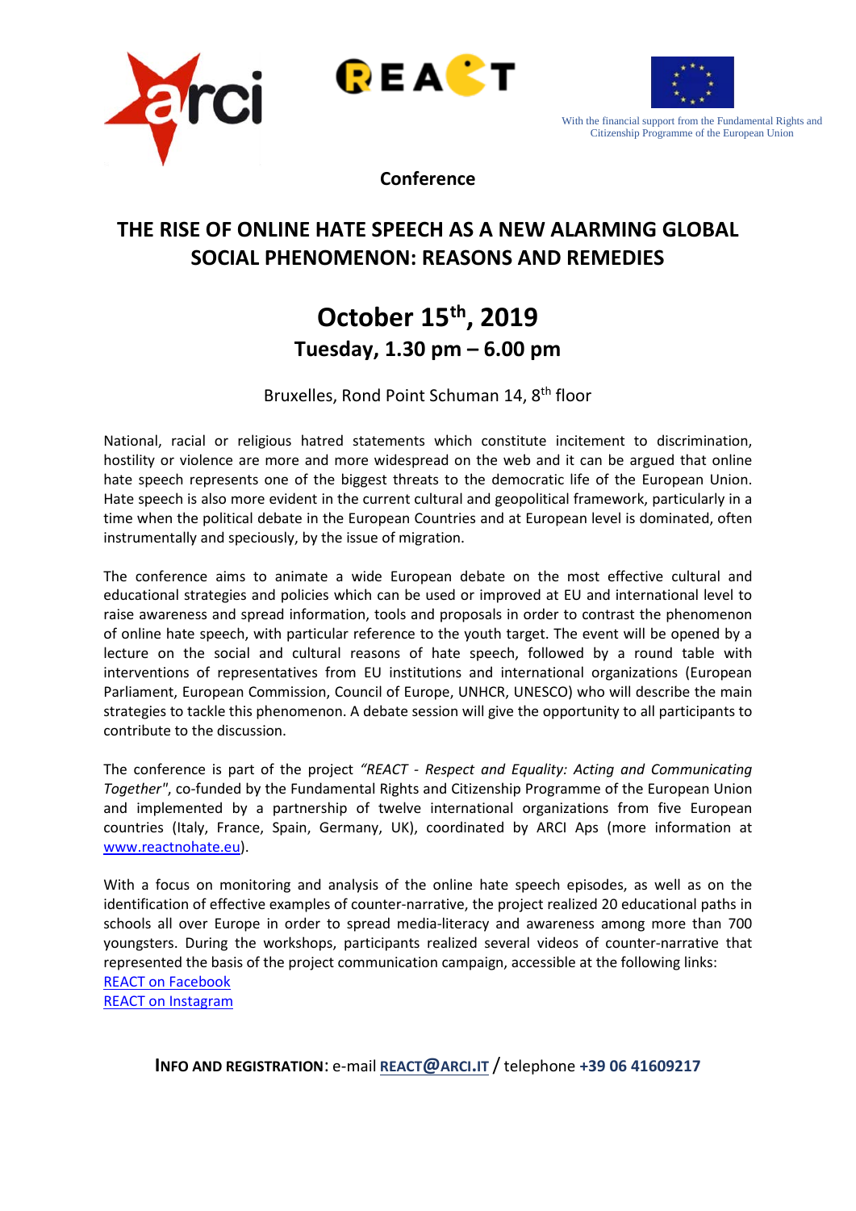With the financial support from the Fundamental Rights and Citizenship Programme of the European Union

**Conference**

# THE RISE OF ONLINE HATE SPEECH AS A NEW ALARMING GLOBAL SOCIAL PHENOMENON: REASONS AND REMEDIES

## October 15th, 2019

### Tuesday, 1.30 pm – 6.00 pm

Bruxelles, Rond Point Schuman 14, 8th floor

National, racial or religious hatred statements which constitute incitement to discrimination, hostility or violence are more and more widespread on the web and it can be argued that online hate speech represents one of the biggest threats to the democratic life of the European Union. Hate speech is also more evident in the current cultural and geopolitical framework, particularly in a time when the political debate in the European Countries and at European level is dominated, often instrumentally and speciously, by the issue of migration.

The conference aims to animate a wide European debate on the most effective cultural and educational strategies and policies which can be used or improved at EU and international level to raise awareness and spread information, tools and proposals in order to contrast the phenomenon of online hate speech, with particular reference to the youth target. The event will be opened by a lecture on the social and cultural reasons of hate speech, followed by a round table with interventions of representatives from EU institutions and international organizations (European Parliament, European Commission, Council of Europe, UNHCR, UNESCO) who will describe the main strategies to tackle this phenomenon. A debate session will give the opportunity to all participants to contribute to the discussion.

The conference is part of the project *"REACT - Respect and Equality: Acting and Communicating Together"*, co-funded by the Fundamental Rights and Citizenship Programme of the European Union and implemented by a partnership of twelve international organizations from five European countries (Italy, France, Spain, Germany, UK), coordinated by ARCI Aps (more information at [www.reactnohate.eu](http://www.reactnohate.eu)).

With a focus on monitoring and analysis of the online hate speech episodes, as well as on the identification of effective examples of counter-narrative, the project realized 20 educational paths in schools all over Europe in order to spread media-literacy and awareness among more than 700 youngsters. During the workshops, participants realized several videos of counter-narrative that represented the basis of the project communication campaign, accessible at the following links:
REACT on Facebook
REACT on Instagram

**INFO AND REGISTRATION**: e-mail **REACT@ARCI.IT** / telephone **+39 06 41609217**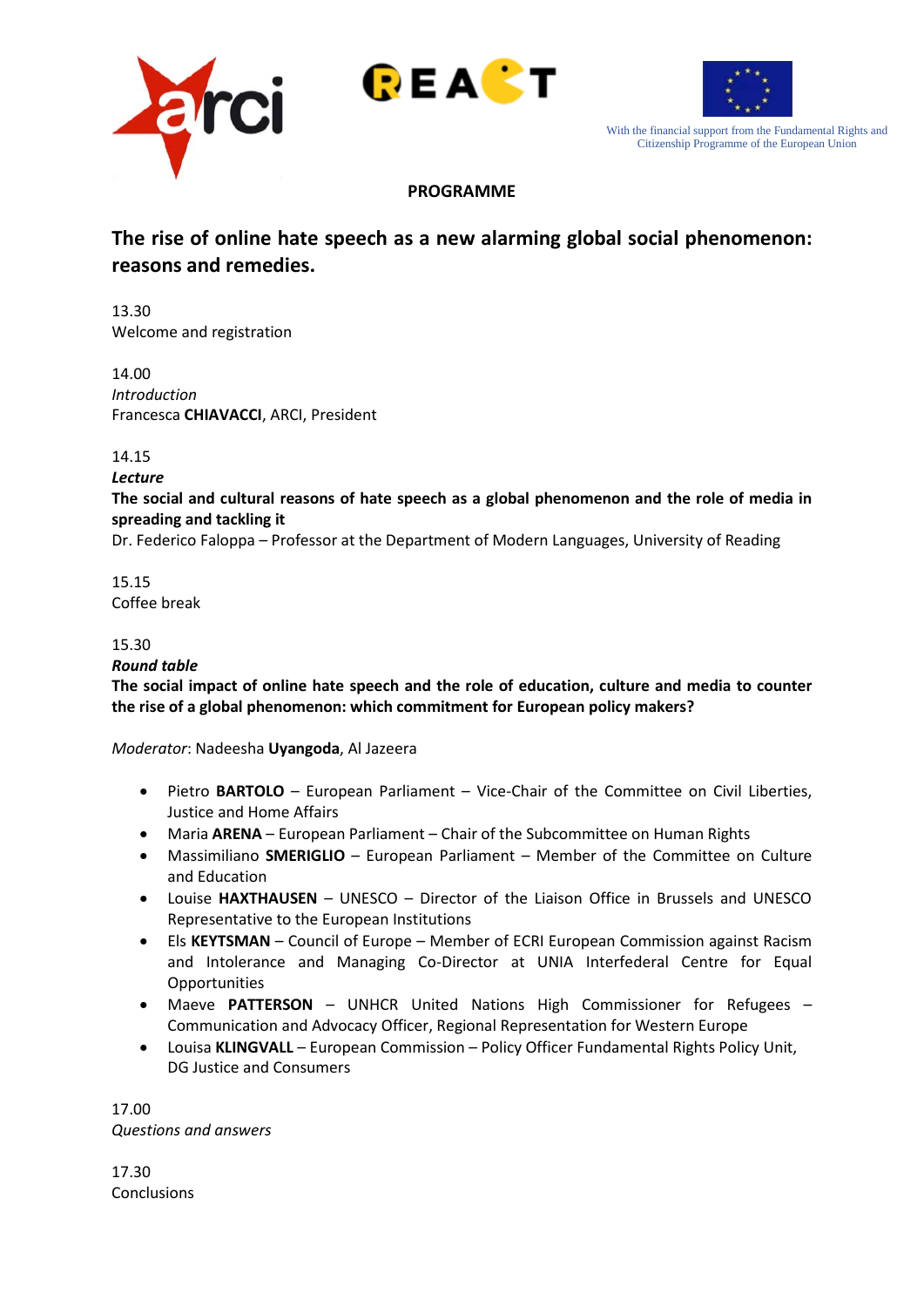With the financial support from the Fundamental Rights and Citizenship Programme of the European Union

**PROGRAMME**

## The rise of online hate speech as a new alarming global social phenomenon: reasons and remedies.

13.30
Welcome and registration

14.00
*Introduction*
Francesca **CHIAVACCI**, ARCI, President

14.15
***Lecture***
**The social and cultural reasons of hate speech as a global phenomenon and the role of media in spreading and tackling it**
Dr. Federico Faloppa – Professor at the Department of Modern Languages, University of Reading

15.15
Coffee break

15.30
***Round table***
**The social impact of online hate speech and the role of education, culture and media to counter the rise of a global phenomenon: which commitment for European policy makers?**

*Moderator*: Nadeesha **Uyangoda**, Al Jazeera

- Pietro **BARTOLO** – European Parliament – Vice-Chair of the Committee on Civil Liberties, Justice and Home Affairs
- Maria **ARENA** – European Parliament – Chair of the Subcommittee on Human Rights
- Massimiliano **SMERIGLIO** – European Parliament – Member of the Committee on Culture and Education
- Louise **HAXTHAUSEN** – UNESCO – Director of the Liaison Office in Brussels and UNESCO Representative to the European Institutions
- Els **KEYTSMAN** – Council of Europe – Member of ECRI European Commission against Racism and Intolerance and Managing Co-Director at UNIA Interfederal Centre for Equal Opportunities
- Maeve **PATTERSON** – UNHCR United Nations High Commissioner for Refugees – Communication and Advocacy Officer, Regional Representation for Western Europe
- Louisa **KLINGVALL** – European Commission – Policy Officer Fundamental Rights Policy Unit, DG Justice and Consumers

17.00
*Questions and answers*

17.30
Conclusions